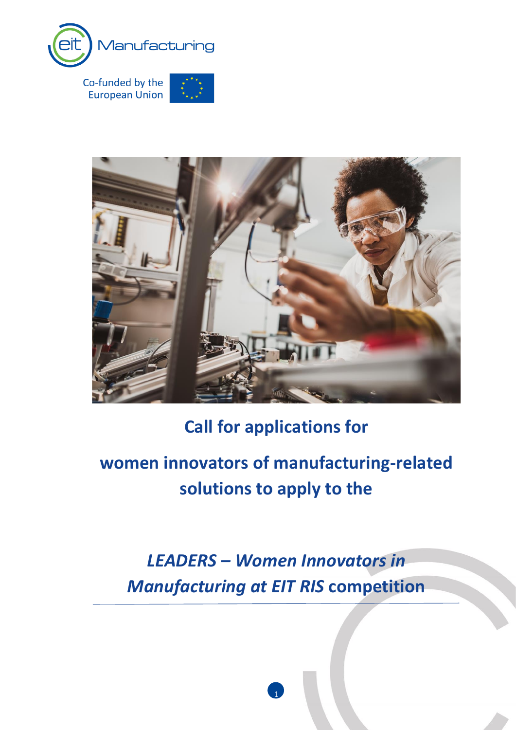eit Manufacturing

Co-funded by the European Union

# Call for applications for

# women innovators of manufacturing-related solutions to apply to the

# *LEADERS – Women Innovators in Manufacturing at EIT RIS* competition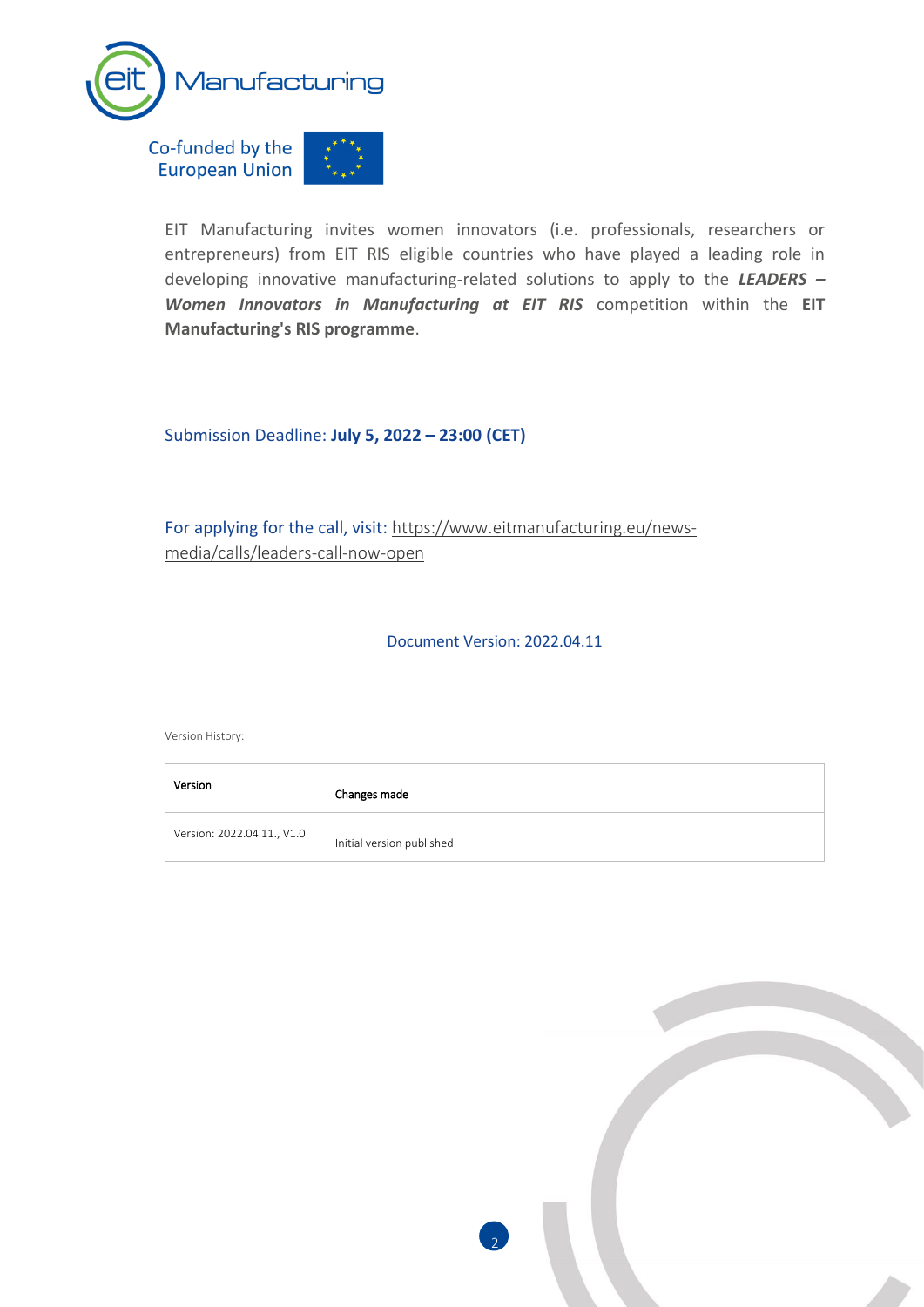EIT Manufacturing invites women innovators (i.e. professionals, researchers or entrepreneurs) from EIT RIS eligible countries who have played a leading role in developing innovative manufacturing-related solutions to apply to the ***LEADERS – Women Innovators in Manufacturing at EIT RIS*** competition within the **EIT Manufacturing's RIS programme**.

Submission Deadline: **July 5, 2022 – 23:00 (CET)**

For applying for the call, visit: https://www.eitmanufacturing.eu/news-media/calls/leaders-call-now-open

Document Version: 2022.04.11

Version History:

| Version | Changes made |
| --- | --- |
| Version: 2022.04.11., V1.0 | Initial version published |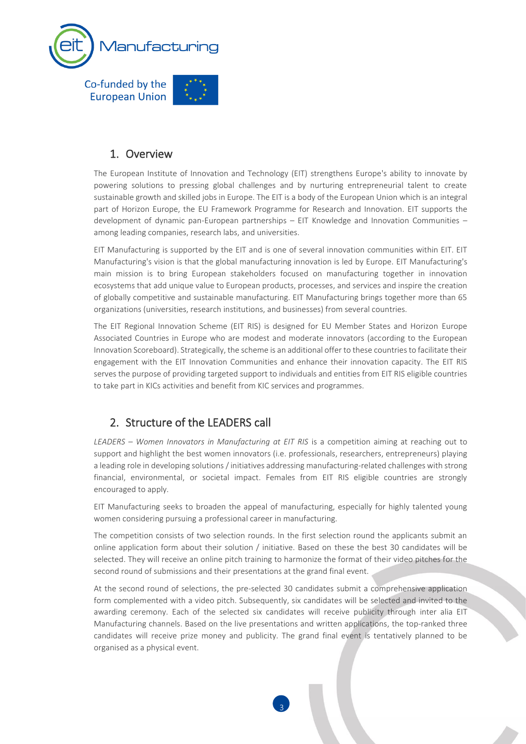## 1. Overview

The European Institute of Innovation and Technology (EIT) strengthens Europe's ability to innovate by powering solutions to pressing global challenges and by nurturing entrepreneurial talent to create sustainable growth and skilled jobs in Europe. The EIT is a body of the European Union which is an integral part of Horizon Europe, the EU Framework Programme for Research and Innovation. EIT supports the development of dynamic pan-European partnerships – EIT Knowledge and Innovation Communities – among leading companies, research labs, and universities.

EIT Manufacturing is supported by the EIT and is one of several innovation communities within EIT. EIT Manufacturing's vision is that the global manufacturing innovation is led by Europe. EIT Manufacturing's main mission is to bring European stakeholders focused on manufacturing together in innovation ecosystems that add unique value to European products, processes, and services and inspire the creation of globally competitive and sustainable manufacturing. EIT Manufacturing brings together more than 65 organizations (universities, research institutions, and businesses) from several countries.

The EIT Regional Innovation Scheme (EIT RIS) is designed for EU Member States and Horizon Europe Associated Countries in Europe who are modest and moderate innovators (according to the European Innovation Scoreboard). Strategically, the scheme is an additional offer to these countries to facilitate their engagement with the EIT Innovation Communities and enhance their innovation capacity. The EIT RIS serves the purpose of providing targeted support to individuals and entities from EIT RIS eligible countries to take part in KICs activities and benefit from KIC services and programmes.

## 2. Structure of the LEADERS call

*LEADERS – Women Innovators in Manufacturing at EIT RIS* is a competition aiming at reaching out to support and highlight the best women innovators (i.e. professionals, researchers, entrepreneurs) playing a leading role in developing solutions / initiatives addressing manufacturing-related challenges with strong financial, environmental, or societal impact. Females from EIT RIS eligible countries are strongly encouraged to apply.

EIT Manufacturing seeks to broaden the appeal of manufacturing, especially for highly talented young women considering pursuing a professional career in manufacturing.

The competition consists of two selection rounds. In the first selection round the applicants submit an online application form about their solution / initiative. Based on these the best 30 candidates will be selected. They will receive an online pitch training to harmonize the format of their video pitches for the second round of submissions and their presentations at the grand final event.

At the second round of selections, the pre-selected 30 candidates submit a comprehensive application form complemented with a video pitch. Subsequently, six candidates will be selected and invited to the awarding ceremony. Each of the selected six candidates will receive publicity through inter alia EIT Manufacturing channels. Based on the live presentations and written applications, the top-ranked three candidates will receive prize money and publicity. The grand final event is tentatively planned to be organised as a physical event.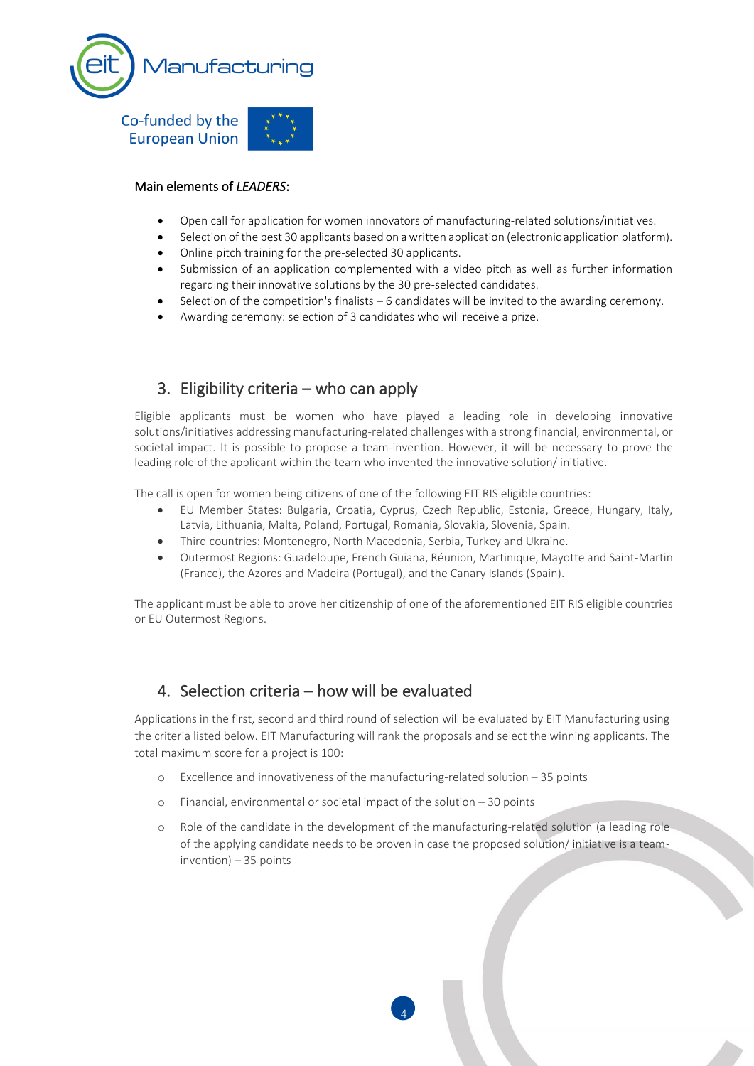Main elements of *LEADERS*:

- Open call for application for women innovators of manufacturing-related solutions/initiatives.
- Selection of the best 30 applicants based on a written application (electronic application platform).
- Online pitch training for the pre-selected 30 applicants.
- Submission of an application complemented with a video pitch as well as further information regarding their innovative solutions by the 30 pre-selected candidates.
- Selection of the competition's finalists – 6 candidates will be invited to the awarding ceremony.
- Awarding ceremony: selection of 3 candidates who will receive a prize.

## 3. Eligibility criteria – who can apply

Eligible applicants must be women who have played a leading role in developing innovative solutions/initiatives addressing manufacturing-related challenges with a strong financial, environmental, or societal impact. It is possible to propose a team-invention. However, it will be necessary to prove the leading role of the applicant within the team who invented the innovative solution/ initiative.

The call is open for women being citizens of one of the following EIT RIS eligible countries:

- EU Member States: Bulgaria, Croatia, Cyprus, Czech Republic, Estonia, Greece, Hungary, Italy, Latvia, Lithuania, Malta, Poland, Portugal, Romania, Slovakia, Slovenia, Spain.
- Third countries: Montenegro, North Macedonia, Serbia, Turkey and Ukraine.
- Outermost Regions: Guadeloupe, French Guiana, Réunion, Martinique, Mayotte and Saint-Martin (France), the Azores and Madeira (Portugal), and the Canary Islands (Spain).

The applicant must be able to prove her citizenship of one of the aforementioned EIT RIS eligible countries or EU Outermost Regions.

## 4. Selection criteria – how will be evaluated

Applications in the first, second and third round of selection will be evaluated by EIT Manufacturing using the criteria listed below. EIT Manufacturing will rank the proposals and select the winning applicants. The total maximum score for a project is 100:

- Excellence and innovativeness of the manufacturing-related solution – 35 points
- Financial, environmental or societal impact of the solution – 30 points
- Role of the candidate in the development of the manufacturing-related solution (a leading role of the applying candidate needs to be proven in case the proposed solution/ initiative is a team-invention) – 35 points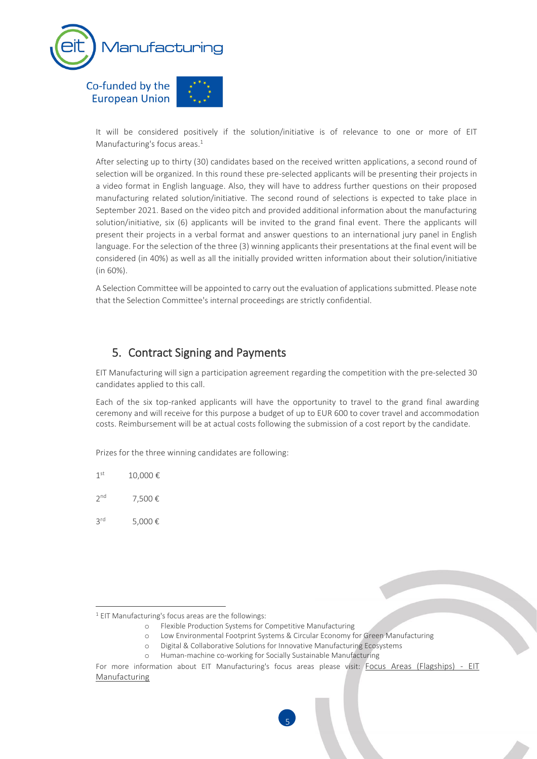It will be considered positively if the solution/initiative is of relevance to one or more of EIT Manufacturing's focus areas.[1]

After selecting up to thirty (30) candidates based on the received written applications, a second round of selection will be organized. In this round these pre-selected applicants will be presenting their projects in a video format in English language. Also, they will have to address further questions on their proposed manufacturing related solution/initiative. The second round of selections is expected to take place in September 2021. Based on the video pitch and provided additional information about the manufacturing solution/initiative, six (6) applicants will be invited to the grand final event. There the applicants will present their projects in a verbal format and answer questions to an international jury panel in English language. For the selection of the three (3) winning applicants their presentations at the final event will be considered (in 40%) as well as all the initially provided written information about their solution/initiative (in 60%).

A Selection Committee will be appointed to carry out the evaluation of applications submitted. Please note that the Selection Committee's internal proceedings are strictly confidential.

## 5. Contract Signing and Payments

EIT Manufacturing will sign a participation agreement regarding the competition with the pre-selected 30 candidates applied to this call.

Each of the six top-ranked applicants will have the opportunity to travel to the grand final awarding ceremony and will receive for this purpose a budget of up to EUR 600 to cover travel and accommodation costs. Reimbursement will be at actual costs following the submission of a cost report by the candidate.

Prizes for the three winning candidates are following:

1st 10,000 €

2nd 7,500 €

3rd 5,000 €

---

[1] EIT Manufacturing's focus areas are the followings:

- Flexible Production Systems for Competitive Manufacturing
- Low Environmental Footprint Systems & Circular Economy for Green Manufacturing
- Digital & Collaborative Solutions for Innovative Manufacturing Ecosystems
- Human-machine co-working for Socially Sustainable Manufacturing

For more information about EIT Manufacturing's focus areas please visit: Focus Areas (Flagships) - EIT Manufacturing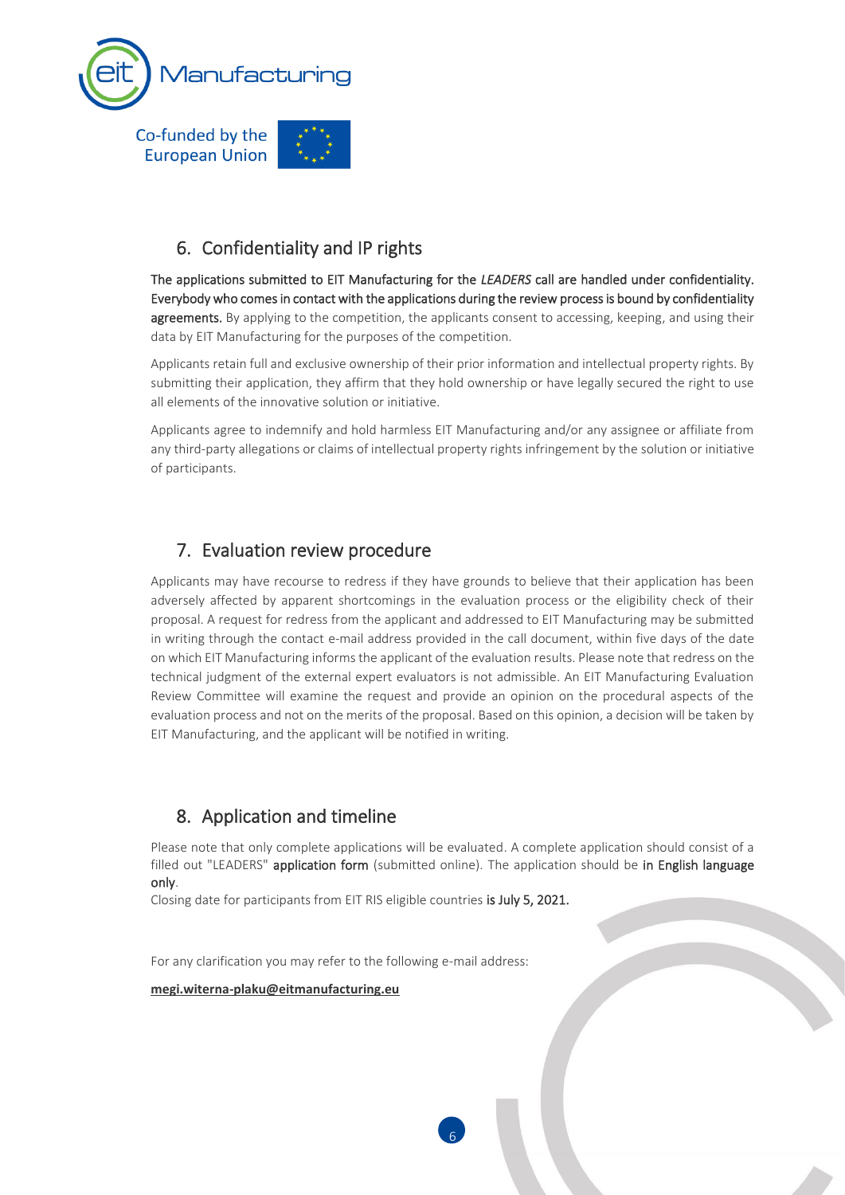## 6. Confidentiality and IP rights

**The applications submitted to EIT Manufacturing for the *LEADERS* call are handled under confidentiality. Everybody who comes in contact with the applications during the review process is bound by confidentiality agreements.** By applying to the competition, the applicants consent to accessing, keeping, and using their data by EIT Manufacturing for the purposes of the competition.

Applicants retain full and exclusive ownership of their prior information and intellectual property rights. By submitting their application, they affirm that they hold ownership or have legally secured the right to use all elements of the innovative solution or initiative.

Applicants agree to indemnify and hold harmless EIT Manufacturing and/or any assignee or affiliate from any third-party allegations or claims of intellectual property rights infringement by the solution or initiative of participants.

## 7. Evaluation review procedure

Applicants may have recourse to redress if they have grounds to believe that their application has been adversely affected by apparent shortcomings in the evaluation process or the eligibility check of their proposal. A request for redress from the applicant and addressed to EIT Manufacturing may be submitted in writing through the contact e-mail address provided in the call document, within five days of the date on which EIT Manufacturing informs the applicant of the evaluation results. Please note that redress on the technical judgment of the external expert evaluators is not admissible. An EIT Manufacturing Evaluation Review Committee will examine the request and provide an opinion on the procedural aspects of the evaluation process and not on the merits of the proposal. Based on this opinion, a decision will be taken by EIT Manufacturing, and the applicant will be notified in writing.

## 8. Application and timeline

Please note that only complete applications will be evaluated. A complete application should consist of a filled out "LEADERS" **application form** (submitted online). The application should be **in English language only**.
Closing date for participants from EIT RIS eligible countries **is July 5, 2021.**

For any clarification you may refer to the following e-mail address:

**megi.witerna-plaku@eitmanufacturing.eu**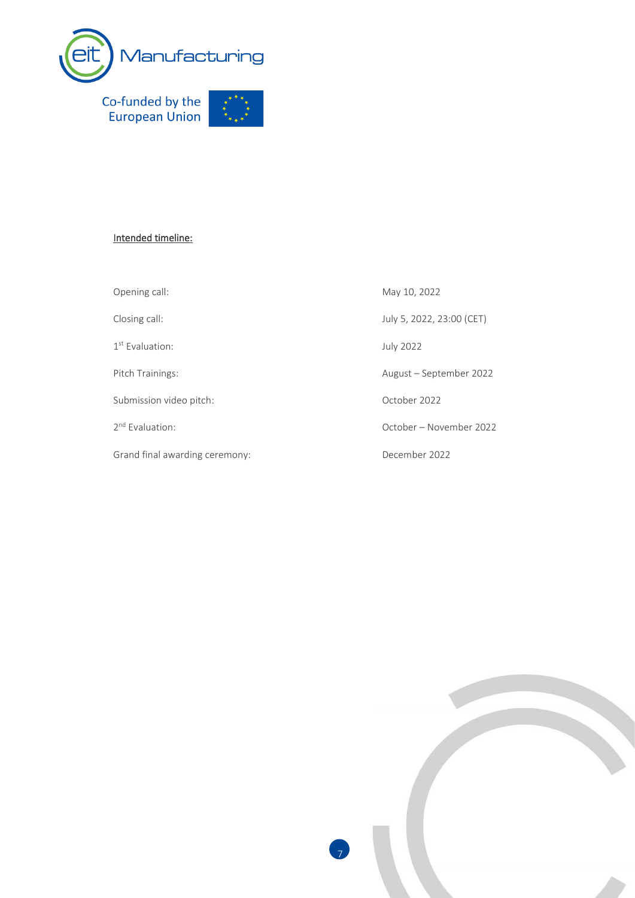Intended timeline:

| | |
|---|---|
| Opening call: | May 10, 2022 |
| Closing call: | July 5, 2022, 23:00 (CET) |
| 1st Evaluation: | July 2022 |
| Pitch Trainings: | August – September 2022 |
| Submission video pitch: | October 2022 |
| 2nd Evaluation: | October – November 2022 |
| Grand final awarding ceremony: | December 2022 |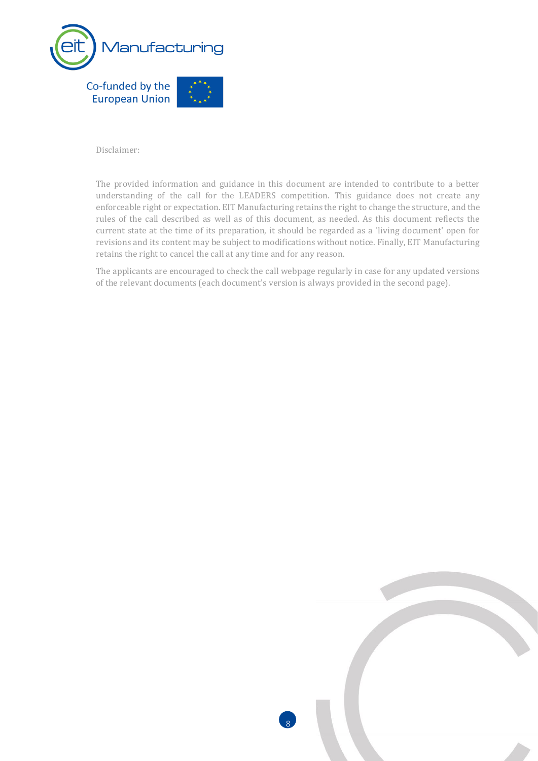Disclaimer:

The provided information and guidance in this document are intended to contribute to a better understanding of the call for the LEADERS competition. This guidance does not create any enforceable right or expectation. EIT Manufacturing retains the right to change the structure, and the rules of the call described as well as of this document, as needed. As this document reflects the current state at the time of its preparation, it should be regarded as a 'living document' open for revisions and its content may be subject to modifications without notice. Finally, EIT Manufacturing retains the right to cancel the call at any time and for any reason.

The applicants are encouraged to check the call webpage regularly in case for any updated versions of the relevant documents (each document's version is always provided in the second page).